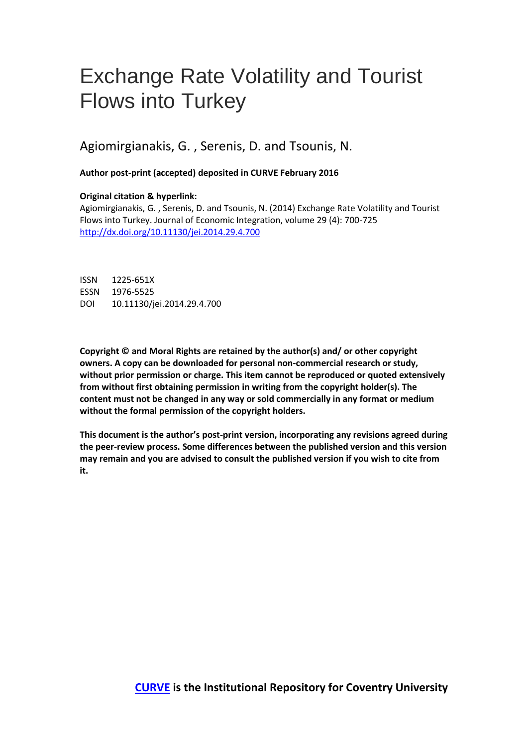# Exchange Rate Volatility and Tourist Flows into Turkey

Agiomirgianakis, G. , Serenis, D. and Tsounis, N.

**Author post-print (accepted) deposited in CURVE February 2016**

**Original citation & hyperlink:**

Agiomirgianakis, G. , Serenis, D. and Tsounis, N. (2014) Exchange Rate Volatility and Tourist Flows into Turkey. Journal of Economic Integration, volume 29 (4): 700-725
[http://dx.doi.org/10.11130/jei.2014.29.4.700](http://dx.doi.org/10.11130/jei.2014.29.4.700)

ISSN 1225-651X
ESSN 1976-5525
DOI 10.11130/jei.2014.29.4.700

**Copyright © and Moral Rights are retained by the author(s) and/ or other copyright owners. A copy can be downloaded for personal non-commercial research or study, without prior permission or charge. This item cannot be reproduced or quoted extensively from without first obtaining permission in writing from the copyright holder(s). The content must not be changed in any way or sold commercially in any format or medium without the formal permission of the copyright holders.**

**This document is the author's post-print version, incorporating any revisions agreed during the peer-review process. Some differences between the published version and this version may remain and you are advised to consult the published version if you wish to cite from it.**

**CURVE is the Institutional Repository for Coventry University**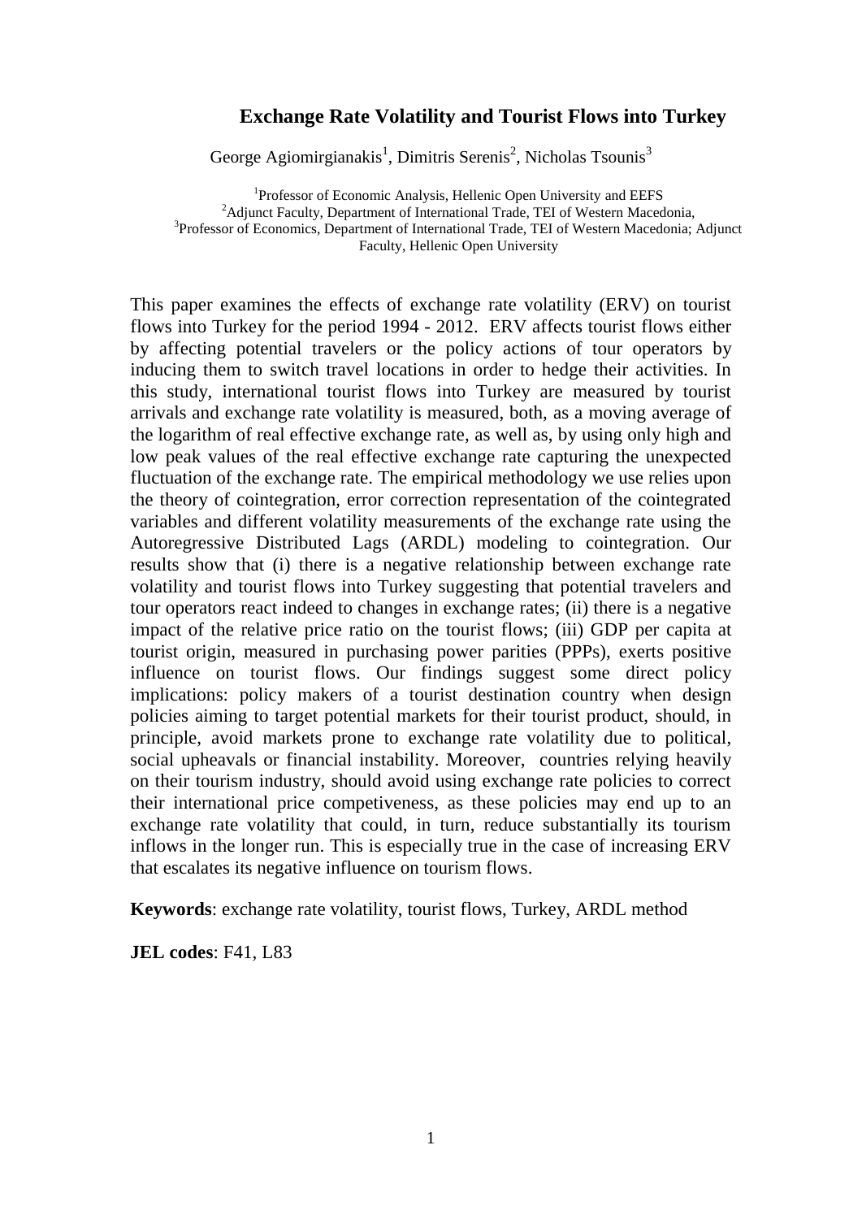# Exchange Rate Volatility and Tourist Flows into Turkey

George Agiomirgianakis[1], Dimitris Serenis[2], Nicholas Tsounis[3]

[1]Professor of Economic Analysis, Hellenic Open University and EEFS
[2]Adjunct Faculty, Department of International Trade, TEI of Western Macedonia,
[3]Professor of Economics, Department of International Trade, TEI of Western Macedonia; Adjunct Faculty, Hellenic Open University

This paper examines the effects of exchange rate volatility (ERV) on tourist flows into Turkey for the period 1994 - 2012. ERV affects tourist flows either by affecting potential travelers or the policy actions of tour operators by inducing them to switch travel locations in order to hedge their activities. In this study, international tourist flows into Turkey are measured by tourist arrivals and exchange rate volatility is measured, both, as a moving average of the logarithm of real effective exchange rate, as well as, by using only high and low peak values of the real effective exchange rate capturing the unexpected fluctuation of the exchange rate. The empirical methodology we use relies upon the theory of cointegration, error correction representation of the cointegrated variables and different volatility measurements of the exchange rate using the Autoregressive Distributed Lags (ARDL) modeling to cointegration. Our results show that (i) there is a negative relationship between exchange rate volatility and tourist flows into Turkey suggesting that potential travelers and tour operators react indeed to changes in exchange rates; (ii) there is a negative impact of the relative price ratio on the tourist flows; (iii) GDP per capita at tourist origin, measured in purchasing power parities (PPPs), exerts positive influence on tourist flows. Our findings suggest some direct policy implications: policy makers of a tourist destination country when design policies aiming to target potential markets for their tourist product, should, in principle, avoid markets prone to exchange rate volatility due to political, social upheavals or financial instability. Moreover, countries relying heavily on their tourism industry, should avoid using exchange rate policies to correct their international price competiveness, as these policies may end up to an exchange rate volatility that could, in turn, reduce substantially its tourism inflows in the longer run. This is especially true in the case of increasing ERV that escalates its negative influence on tourism flows.

**Keywords**: exchange rate volatility, tourist flows, Turkey, ARDL method

**JEL codes**: F41, L83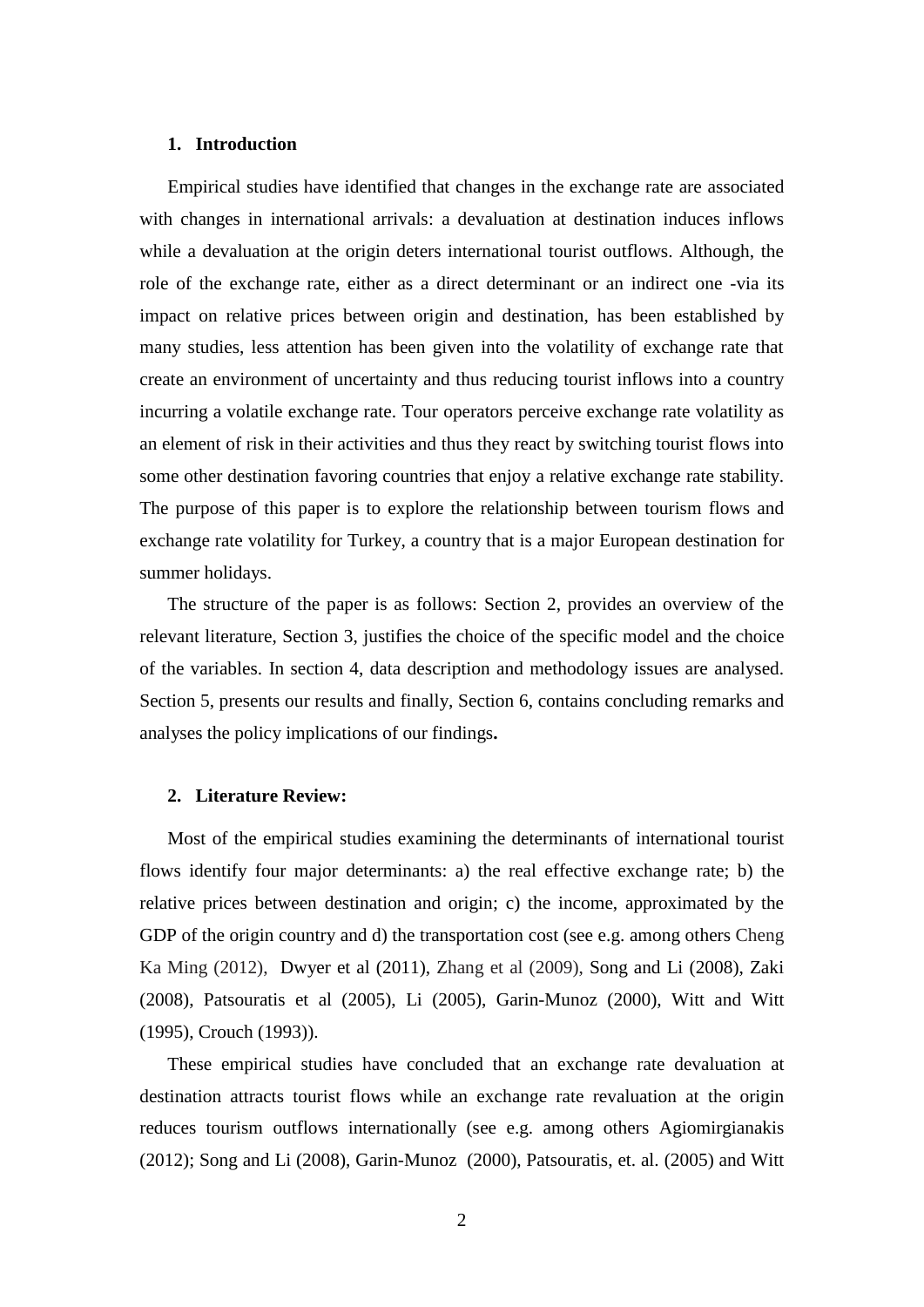## 1. Introduction

Empirical studies have identified that changes in the exchange rate are associated with changes in international arrivals: a devaluation at destination induces inflows while a devaluation at the origin deters international tourist outflows. Although, the role of the exchange rate, either as a direct determinant or an indirect one -via its impact on relative prices between origin and destination, has been established by many studies, less attention has been given into the volatility of exchange rate that create an environment of uncertainty and thus reducing tourist inflows into a country incurring a volatile exchange rate. Tour operators perceive exchange rate volatility as an element of risk in their activities and thus they react by switching tourist flows into some other destination favoring countries that enjoy a relative exchange rate stability. The purpose of this paper is to explore the relationship between tourism flows and exchange rate volatility for Turkey, a country that is a major European destination for summer holidays.

The structure of the paper is as follows: Section 2, provides an overview of the relevant literature, Section 3, justifies the choice of the specific model and the choice of the variables. In section 4, data description and methodology issues are analysed. Section 5, presents our results and finally, Section 6, contains concluding remarks and analyses the policy implications of our findings**.**

## 2. Literature Review:

Most of the empirical studies examining the determinants of international tourist flows identify four major determinants: a) the real effective exchange rate; b) the relative prices between destination and origin; c) the income, approximated by the GDP of the origin country and d) the transportation cost (see e.g. among others Cheng Ka Ming (2012), Dwyer et al (2011), Zhang et al (2009), Song and Li (2008), Zaki (2008), Patsouratis et al (2005), Li (2005), Garin-Munoz (2000), Witt and Witt (1995), Crouch (1993)).

These empirical studies have concluded that an exchange rate devaluation at destination attracts tourist flows while an exchange rate revaluation at the origin reduces tourism outflows internationally (see e.g. among others Agiomirgianakis (2012); Song and Li (2008), Garin-Munoz (2000), Patsouratis, et. al. (2005) and Witt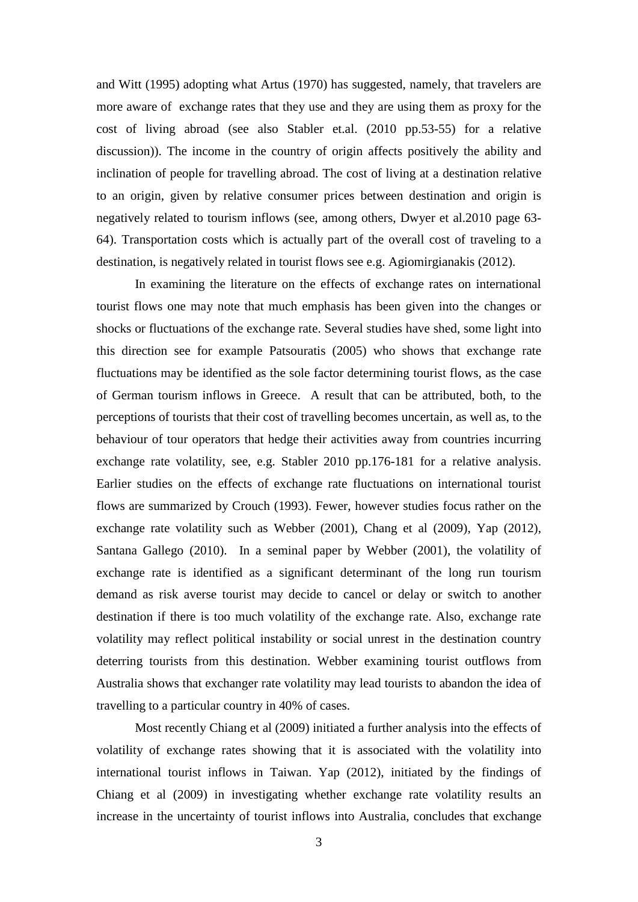and Witt (1995) adopting what Artus (1970) has suggested, namely, that travelers are more aware of exchange rates that they use and they are using them as proxy for the cost of living abroad (see also Stabler et.al. (2010 pp.53-55) for a relative discussion)). The income in the country of origin affects positively the ability and inclination of people for travelling abroad. The cost of living at a destination relative to an origin, given by relative consumer prices between destination and origin is negatively related to tourism inflows (see, among others, Dwyer et al.2010 page 63-64). Transportation costs which is actually part of the overall cost of traveling to a destination, is negatively related in tourist flows see e.g. Agiomirgianakis (2012).

In examining the literature on the effects of exchange rates on international tourist flows one may note that much emphasis has been given into the changes or shocks or fluctuations of the exchange rate. Several studies have shed, some light into this direction see for example Patsouratis (2005) who shows that exchange rate fluctuations may be identified as the sole factor determining tourist flows, as the case of German tourism inflows in Greece. A result that can be attributed, both, to the perceptions of tourists that their cost of travelling becomes uncertain, as well as, to the behaviour of tour operators that hedge their activities away from countries incurring exchange rate volatility, see, e.g. Stabler 2010 pp.176-181 for a relative analysis. Earlier studies on the effects of exchange rate fluctuations on international tourist flows are summarized by Crouch (1993). Fewer, however studies focus rather on the exchange rate volatility such as Webber (2001), Chang et al (2009), Yap (2012), Santana Gallego (2010). In a seminal paper by Webber (2001), the volatility of exchange rate is identified as a significant determinant of the long run tourism demand as risk averse tourist may decide to cancel or delay or switch to another destination if there is too much volatility of the exchange rate. Also, exchange rate volatility may reflect political instability or social unrest in the destination country deterring tourists from this destination. Webber examining tourist outflows from Australia shows that exchanger rate volatility may lead tourists to abandon the idea of travelling to a particular country in 40% of cases.

Most recently Chiang et al (2009) initiated a further analysis into the effects of volatility of exchange rates showing that it is associated with the volatility into international tourist inflows in Taiwan. Yap (2012), initiated by the findings of Chiang et al (2009) in investigating whether exchange rate volatility results an increase in the uncertainty of tourist inflows into Australia, concludes that exchange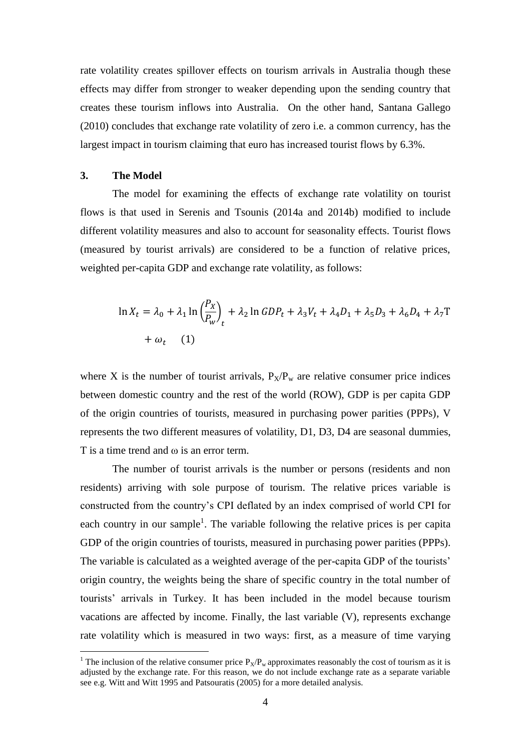rate volatility creates spillover effects on tourism arrivals in Australia though these effects may differ from stronger to weaker depending upon the sending country that creates these tourism inflows into Australia. On the other hand, Santana Gallego (2010) concludes that exchange rate volatility of zero i.e. a common currency, has the largest impact in tourism claiming that euro has increased tourist flows by 6.3%.

## 3. The Model

The model for examining the effects of exchange rate volatility on tourist flows is that used in Serenis and Tsounis (2014a and 2014b) modified to include different volatility measures and also to account for seasonality effects. Tourist flows (measured by tourist arrivals) are considered to be a function of relative prices, weighted per-capita GDP and exchange rate volatility, as follows:

$$\ln X_t = \lambda_0 + \lambda_1 \ln \left(\frac{P_X}{P_w}\right)_t + \lambda_2 \ln GDP_t + \lambda_3 V_t + \lambda_4 D_1 + \lambda_5 D_3 + \lambda_6 D_4 + \lambda_7 \mathrm{T} + \omega_t \quad (1)$$

where X is the number of tourist arrivals, $P_X/P_w$ are relative consumer price indices between domestic country and the rest of the world (ROW), GDP is per capita GDP of the origin countries of tourists, measured in purchasing power parities (PPPs), V represents the two different measures of volatility, D1, D3, D4 are seasonal dummies, T is a time trend and $\omega$ is an error term.

The number of tourist arrivals is the number or persons (residents and non residents) arriving with sole purpose of tourism. The relative prices variable is constructed from the country's CPI deflated by an index comprised of world CPI for each country in our sample[1]. The variable following the relative prices is per capita GDP of the origin countries of tourists, measured in purchasing power parities (PPPs). The variable is calculated as a weighted average of the per-capita GDP of the tourists' origin country, the weights being the share of specific country in the total number of tourists' arrivals in Turkey. It has been included in the model because tourism vacations are affected by income. Finally, the last variable (V), represents exchange rate volatility which is measured in two ways: first, as a measure of time varying

[1] The inclusion of the relative consumer price $P_X/P_w$ approximates reasonably the cost of tourism as it is adjusted by the exchange rate. For this reason, we do not include exchange rate as a separate variable see e.g. Witt and Witt 1995 and Patsouratis (2005) for a more detailed analysis.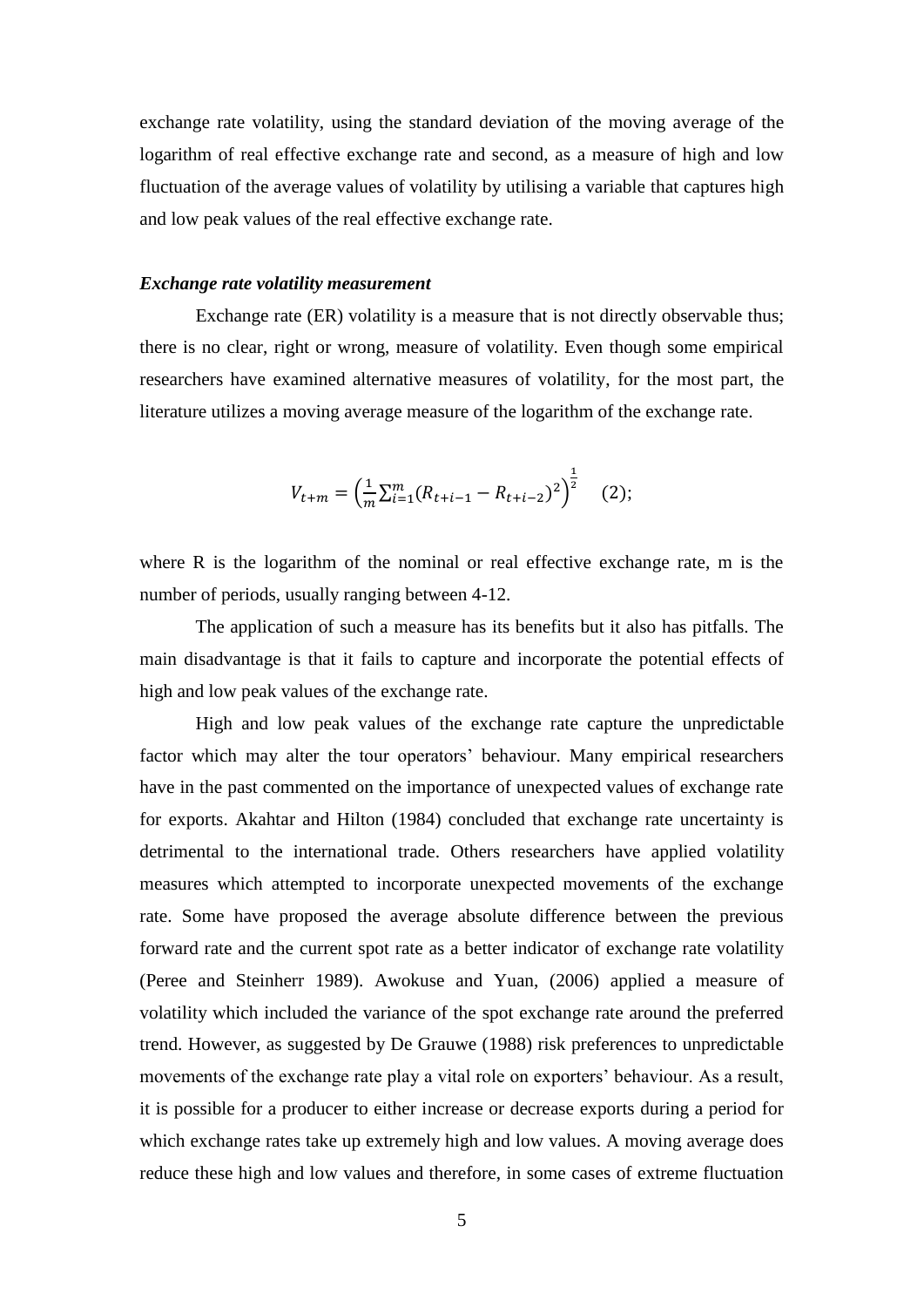exchange rate volatility, using the standard deviation of the moving average of the logarithm of real effective exchange rate and second, as a measure of high and low fluctuation of the average values of volatility by utilising a variable that captures high and low peak values of the real effective exchange rate.

### *Exchange rate volatility measurement*

Exchange rate (ER) volatility is a measure that is not directly observable thus; there is no clear, right or wrong, measure of volatility. Even though some empirical researchers have examined alternative measures of volatility, for the most part, the literature utilizes a moving average measure of the logarithm of the exchange rate.

$$V_{t+m} = \left(\frac{1}{m}\sum_{i=1}^{m}(R_{t+i-1} - R_{t+i-2})^2\right)^{\frac{1}{2}} \quad (2);$$

where R is the logarithm of the nominal or real effective exchange rate, m is the number of periods, usually ranging between 4-12.

The application of such a measure has its benefits but it also has pitfalls. The main disadvantage is that it fails to capture and incorporate the potential effects of high and low peak values of the exchange rate.

High and low peak values of the exchange rate capture the unpredictable factor which may alter the tour operators' behaviour. Many empirical researchers have in the past commented on the importance of unexpected values of exchange rate for exports. Akahtar and Hilton (1984) concluded that exchange rate uncertainty is detrimental to the international trade. Others researchers have applied volatility measures which attempted to incorporate unexpected movements of the exchange rate. Some have proposed the average absolute difference between the previous forward rate and the current spot rate as a better indicator of exchange rate volatility (Peree and Steinherr 1989). Awokuse and Yuan, (2006) applied a measure of volatility which included the variance of the spot exchange rate around the preferred trend. However, as suggested by De Grauwe (1988) risk preferences to unpredictable movements of the exchange rate play a vital role on exporters' behaviour. As a result, it is possible for a producer to either increase or decrease exports during a period for which exchange rates take up extremely high and low values. A moving average does reduce these high and low values and therefore, in some cases of extreme fluctuation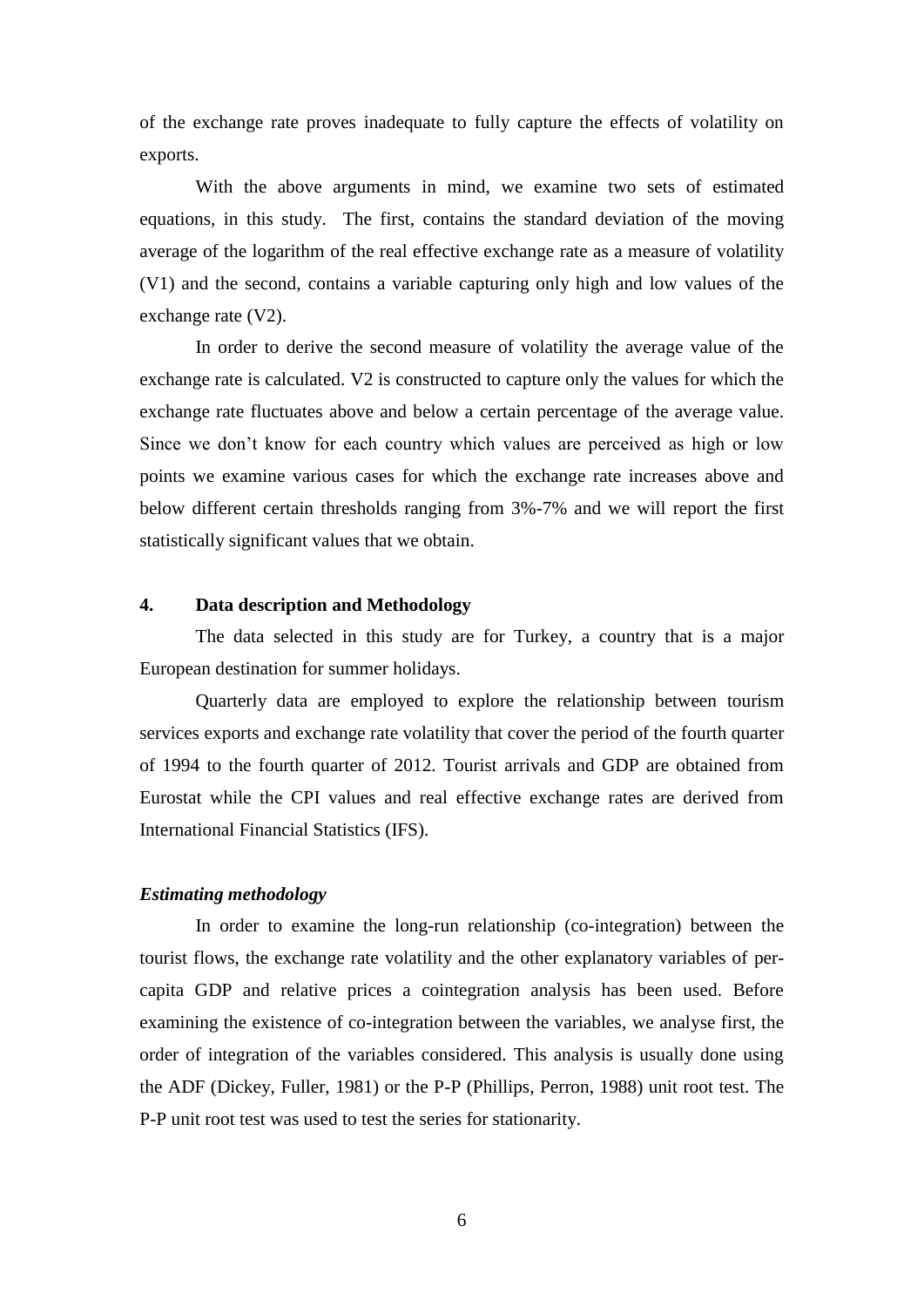of the exchange rate proves inadequate to fully capture the effects of volatility on exports.

With the above arguments in mind, we examine two sets of estimated equations, in this study. The first, contains the standard deviation of the moving average of the logarithm of the real effective exchange rate as a measure of volatility (V1) and the second, contains a variable capturing only high and low values of the exchange rate (V2).

In order to derive the second measure of volatility the average value of the exchange rate is calculated. V2 is constructed to capture only the values for which the exchange rate fluctuates above and below a certain percentage of the average value. Since we don't know for each country which values are perceived as high or low points we examine various cases for which the exchange rate increases above and below different certain thresholds ranging from 3%-7% and we will report the first statistically significant values that we obtain.

## 4. Data description and Methodology

The data selected in this study are for Turkey, a country that is a major European destination for summer holidays.

Quarterly data are employed to explore the relationship between tourism services exports and exchange rate volatility that cover the period of the fourth quarter of 1994 to the fourth quarter of 2012. Tourist arrivals and GDP are obtained from Eurostat while the CPI values and real effective exchange rates are derived from International Financial Statistics (IFS).

### *Estimating methodology*

In order to examine the long-run relationship (co-integration) between the tourist flows, the exchange rate volatility and the other explanatory variables of per-capita GDP and relative prices a cointegration analysis has been used. Before examining the existence of co-integration between the variables, we analyse first, the order of integration of the variables considered. This analysis is usually done using the ADF (Dickey, Fuller, 1981) or the P-P (Phillips, Perron, 1988) unit root test. The P-P unit root test was used to test the series for stationarity.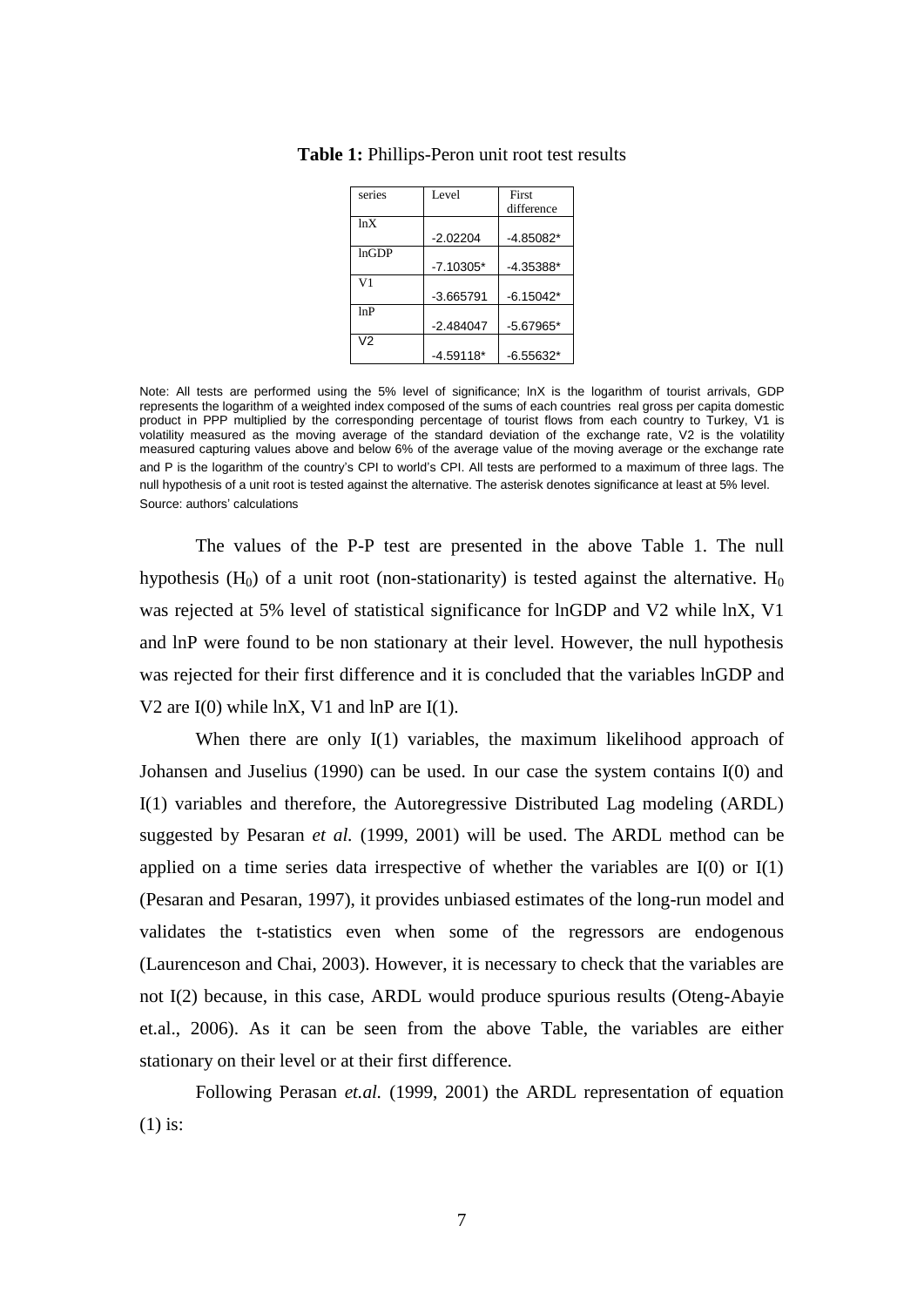**Table 1:** Phillips-Peron unit root test results

| series | Level | First difference |
|---|---|---|
| lnX | -2.02204 | -4.85082* |
| lnGDP | -7.10305* | -4.35388* |
| V1 | -3.665791 | -6.15042* |
| lnP | -2.484047 | -5.67965* |
| V2 | -4.59118* | -6.55632* |

Note: All tests are performed using the 5% level of significance; lnX is the logarithm of tourist arrivals, GDP represents the logarithm of a weighted index composed of the sums of each countries real gross per capita domestic product in PPP multiplied by the corresponding percentage of tourist flows from each country to Turkey, V1 is volatility measured as the moving average of the standard deviation of the exchange rate, V2 is the volatility measured capturing values above and below 6% of the average value of the moving average or the exchange rate and P is the logarithm of the country's CPI to world's CPI. All tests are performed to a maximum of three lags. The null hypothesis of a unit root is tested against the alternative. The asterisk denotes significance at least at 5% level.
Source: authors' calculations

The values of the P-P test are presented in the above Table 1. The null hypothesis ($H_0$) of a unit root (non-stationarity) is tested against the alternative. $H_0$ was rejected at 5% level of statistical significance for lnGDP and V2 while lnX, V1 and lnP were found to be non stationary at their level. However, the null hypothesis was rejected for their first difference and it is concluded that the variables lnGDP and V2 are I(0) while lnX, V1 and lnP are I(1).

When there are only I(1) variables, the maximum likelihood approach of Johansen and Juselius (1990) can be used. In our case the system contains I(0) and I(1) variables and therefore, the Autoregressive Distributed Lag modeling (ARDL) suggested by Pesaran *et al.* (1999, 2001) will be used. The ARDL method can be applied on a time series data irrespective of whether the variables are I(0) or I(1) (Pesaran and Pesaran, 1997), it provides unbiased estimates of the long-run model and validates the t-statistics even when some of the regressors are endogenous (Laurenceson and Chai, 2003). However, it is necessary to check that the variables are not I(2) because, in this case, ARDL would produce spurious results (Oteng-Abayie et.al., 2006). As it can be seen from the above Table, the variables are either stationary on their level or at their first difference.

Following Perasan *et.al.* (1999, 2001) the ARDL representation of equation (1) is: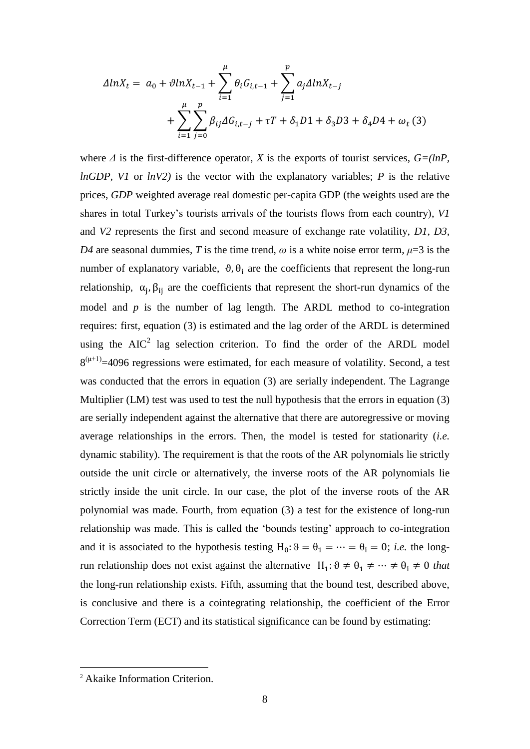$$\Delta lnX_t = a_0 + \vartheta lnX_{t-1} + \sum_{i=1}^{\mu} \theta_i G_{i,t-1} + \sum_{j=1}^{p} a_j \Delta lnX_{t-j} + \sum_{i=1}^{\mu} \sum_{j=0}^{p} \beta_{ij} \Delta G_{i,t-j} + \tau T + \delta_1 D1 + \delta_3 D3 + \delta_4 D4 + \omega_t \quad (3)$$

where $\Delta$ is the first-difference operator, *X* is the exports of tourist services, *G=(lnP, lnGDP, V1* or *lnV2)* is the vector with the explanatory variables; *P* is the relative prices, *GDP* weighted average real domestic per-capita GDP (the weights used are the shares in total Turkey's tourists arrivals of the tourists flows from each country), *V1* and *V2* represents the first and second measure of exchange rate volatility, *D1*, *D3*, *D4* are seasonal dummies, *T* is the time trend, $\omega$ is a white noise error term, $\mu$=3 is the number of explanatory variable, $\vartheta, \theta_i$ are the coefficients that represent the long-run relationship, $\alpha_j, \beta_{ij}$ are the coefficients that represent the short-run dynamics of the model and *p* is the number of lag length. The ARDL method to co-integration requires: first, equation (3) is estimated and the lag order of the ARDL is determined using the AIC[2] lag selection criterion. To find the order of the ARDL model $8^{(\mu+1)}$=4096 regressions were estimated, for each measure of volatility. Second, a test was conducted that the errors in equation (3) are serially independent. The Lagrange Multiplier (LM) test was used to test the null hypothesis that the errors in equation (3) are serially independent against the alternative that there are autoregressive or moving average relationships in the errors. Then, the model is tested for stationarity (*i.e.* dynamic stability). The requirement is that the roots of the AR polynomials lie strictly outside the unit circle or alternatively, the inverse roots of the AR polynomials lie strictly inside the unit circle. In our case, the plot of the inverse roots of the AR polynomial was made. Fourth, from equation (3) a test for the existence of long-run relationship was made. This is called the 'bounds testing' approach to co-integration and it is associated to the hypothesis testing $H_0: \vartheta = \theta_1 = \cdots = \theta_i = 0$; *i.e.* the long-run relationship does not exist against the alternative $H_1: \vartheta \neq \theta_1 \neq \cdots \neq \theta_i \neq 0$ *that* the long-run relationship exists. Fifth, assuming that the bound test, described above, is conclusive and there is a cointegrating relationship, the coefficient of the Error Correction Term (ECT) and its statistical significance can be found by estimating:

[2] Akaike Information Criterion.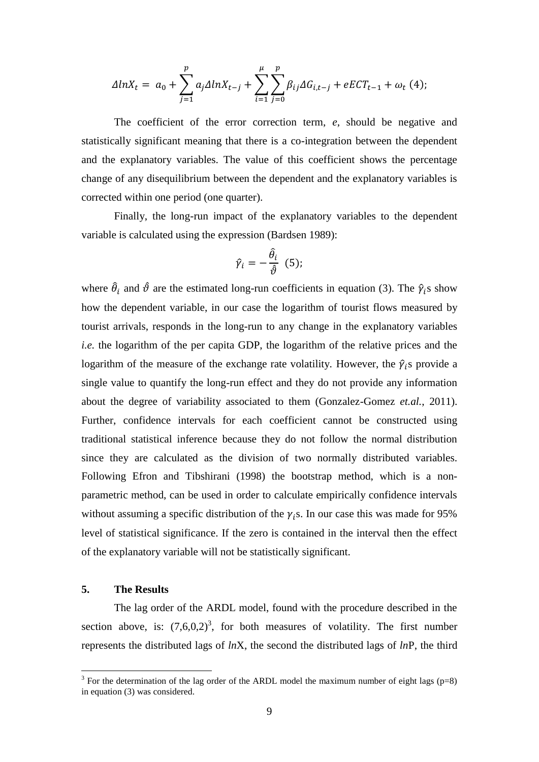$$\Delta lnX_t = a_0 + \sum_{j=1}^{p} a_j \Delta lnX_{t-j} + \sum_{i=1}^{\mu}\sum_{j=0}^{p} \beta_{ij}\Delta G_{i,t-j} + eECT_{t-1} + \omega_t \ (4);$$

The coefficient of the error correction term, *e*, should be negative and statistically significant meaning that there is a co-integration between the dependent and the explanatory variables. The value of this coefficient shows the percentage change of any disequilibrium between the dependent and the explanatory variables is corrected within one period (one quarter).

Finally, the long-run impact of the explanatory variables to the dependent variable is calculated using the expression (Bardsen 1989):

$$\hat{\gamma}_i = -\frac{\hat{\theta}_i}{\hat{\vartheta}} \ (5);$$

where $\hat{\theta}_i$ and $\hat{\vartheta}$ are the estimated long-run coefficients in equation (3). The $\hat{\gamma}_i$s show how the dependent variable, in our case the logarithm of tourist flows measured by tourist arrivals, responds in the long-run to any change in the explanatory variables *i.e.* the logarithm of the per capita GDP, the logarithm of the relative prices and the logarithm of the measure of the exchange rate volatility. However, the $\hat{\gamma}_i$s provide a single value to quantify the long-run effect and they do not provide any information about the degree of variability associated to them (Gonzalez-Gomez *et.al.*, 2011). Further, confidence intervals for each coefficient cannot be constructed using traditional statistical inference because they do not follow the normal distribution since they are calculated as the division of two normally distributed variables. Following Efron and Tibshirani (1998) the bootstrap method, which is a non-parametric method, can be used in order to calculate empirically confidence intervals without assuming a specific distribution of the $\gamma_i$s. In our case this was made for 95% level of statistical significance. If the zero is contained in the interval then the effect of the explanatory variable will not be statistically significant.

## 5. The Results

The lag order of the ARDL model, found with the procedure described in the section above, is: (7,6,0,2)[3], for both measures of volatility. The first number represents the distributed lags of *ln*X, the second the distributed lags of *ln*P, the third

[3] For the determination of the lag order of the ARDL model the maximum number of eight lags (p=8) in equation (3) was considered.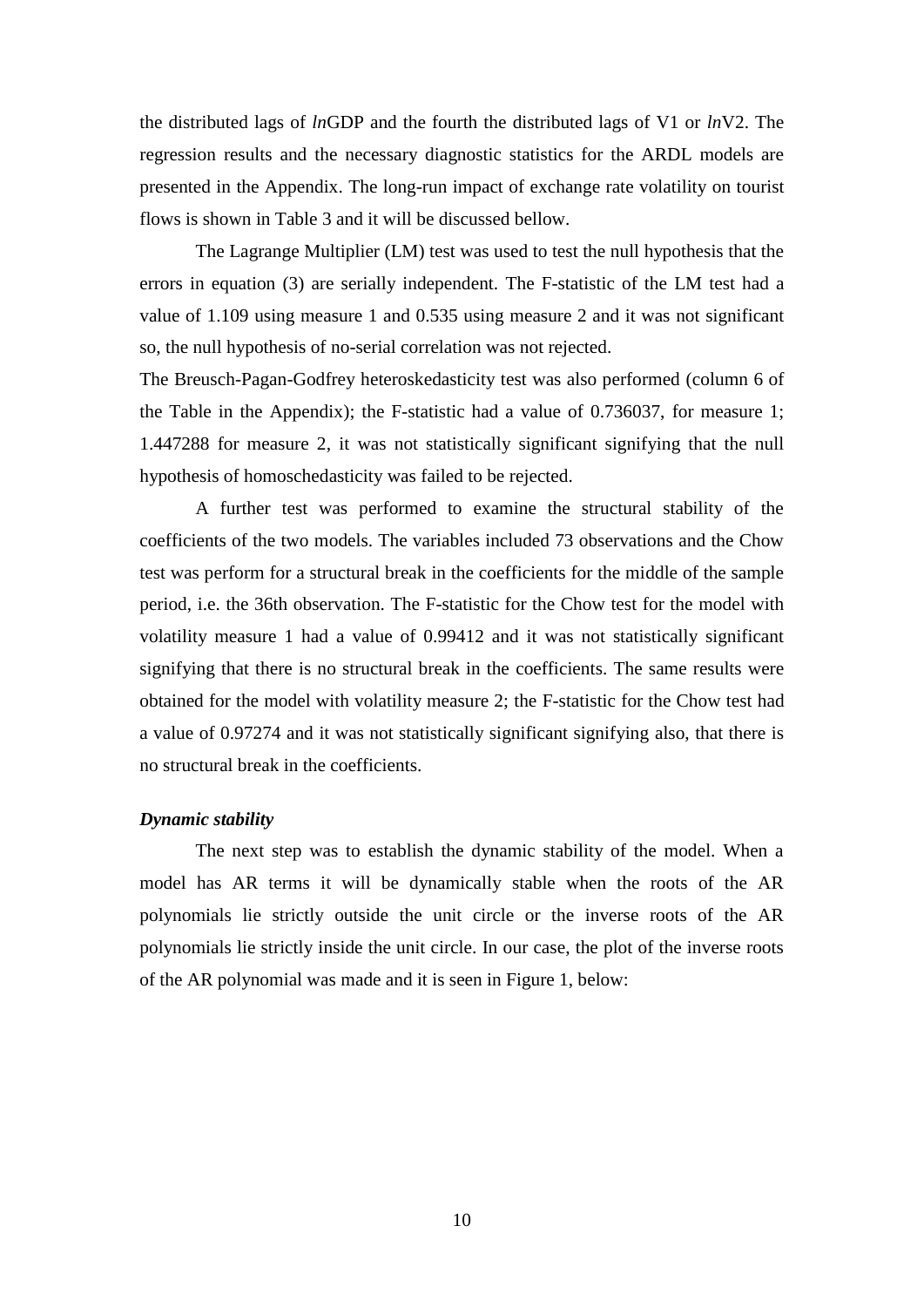the distributed lags of *ln*GDP and the fourth the distributed lags of V1 or *ln*V2. The regression results and the necessary diagnostic statistics for the ARDL models are presented in the Appendix. The long-run impact of exchange rate volatility on tourist flows is shown in Table 3 and it will be discussed bellow.

The Lagrange Multiplier (LM) test was used to test the null hypothesis that the errors in equation (3) are serially independent. The F-statistic of the LM test had a value of 1.109 using measure 1 and 0.535 using measure 2 and it was not significant so, the null hypothesis of no-serial correlation was not rejected.

The Breusch-Pagan-Godfrey heteroskedasticity test was also performed (column 6 of the Table in the Appendix); the F-statistic had a value of 0.736037, for measure 1; 1.447288 for measure 2, it was not statistically significant signifying that the null hypothesis of homoschedasticity was failed to be rejected.

A further test was performed to examine the structural stability of the coefficients of the two models. The variables included 73 observations and the Chow test was perform for a structural break in the coefficients for the middle of the sample period, i.e. the 36th observation. The F-statistic for the Chow test for the model with volatility measure 1 had a value of 0.99412 and it was not statistically significant signifying that there is no structural break in the coefficients. The same results were obtained for the model with volatility measure 2; the F-statistic for the Chow test had a value of 0.97274 and it was not statistically significant signifying also, that there is no structural break in the coefficients.

***Dynamic stability***

The next step was to establish the dynamic stability of the model. When a model has AR terms it will be dynamically stable when the roots of the AR polynomials lie strictly outside the unit circle or the inverse roots of the AR polynomials lie strictly inside the unit circle. In our case, the plot of the inverse roots of the AR polynomial was made and it is seen in Figure 1, below: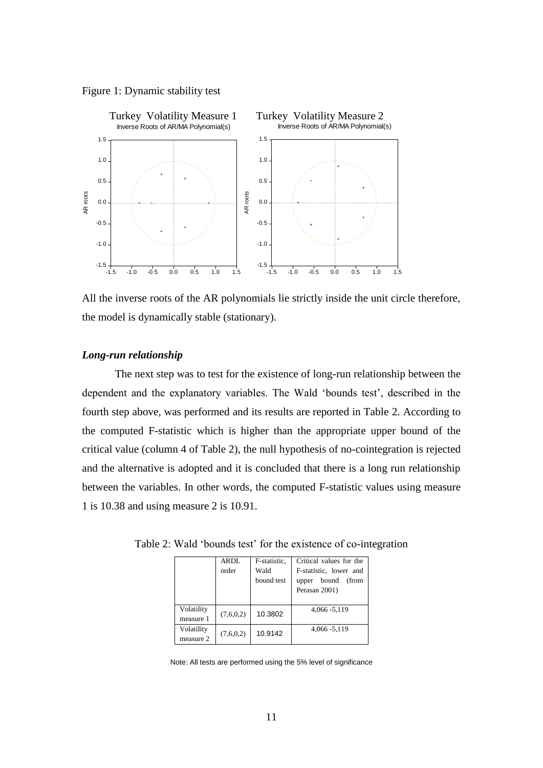Figure 1: Dynamic stability test

All the inverse roots of the AR polynomials lie strictly inside the unit circle therefore, the model is dynamically stable (stationary).

***Long-run relationship***

The next step was to test for the existence of long-run relationship between the dependent and the explanatory variables. The Wald 'bounds test', described in the fourth step above, was performed and its results are reported in Table 2. According to the computed F-statistic which is higher than the appropriate upper bound of the critical value (column 4 of Table 2), the null hypothesis of no-cointegration is rejected and the alternative is adopted and it is concluded that there is a long run relationship between the variables. In other words, the computed F-statistic values using measure 1 is 10.38 and using measure 2 is 10.91.

Table 2: Wald 'bounds test' for the existence of co-integration

| | ARDL order | F-statistic, Wald bound test | Critical values for the F-statistic, lower and upper bound (from Perasan 2001) |
|---|---|---|---|
| Volatility measure 1 | (7,6,0,2) | 10.3802 | 4,066 -5,119 |
| Volatility measure 2 | (7,6,0,2) | 10.9142 | 4,066 -5,119 |

Note: All tests are performed using the 5% level of significance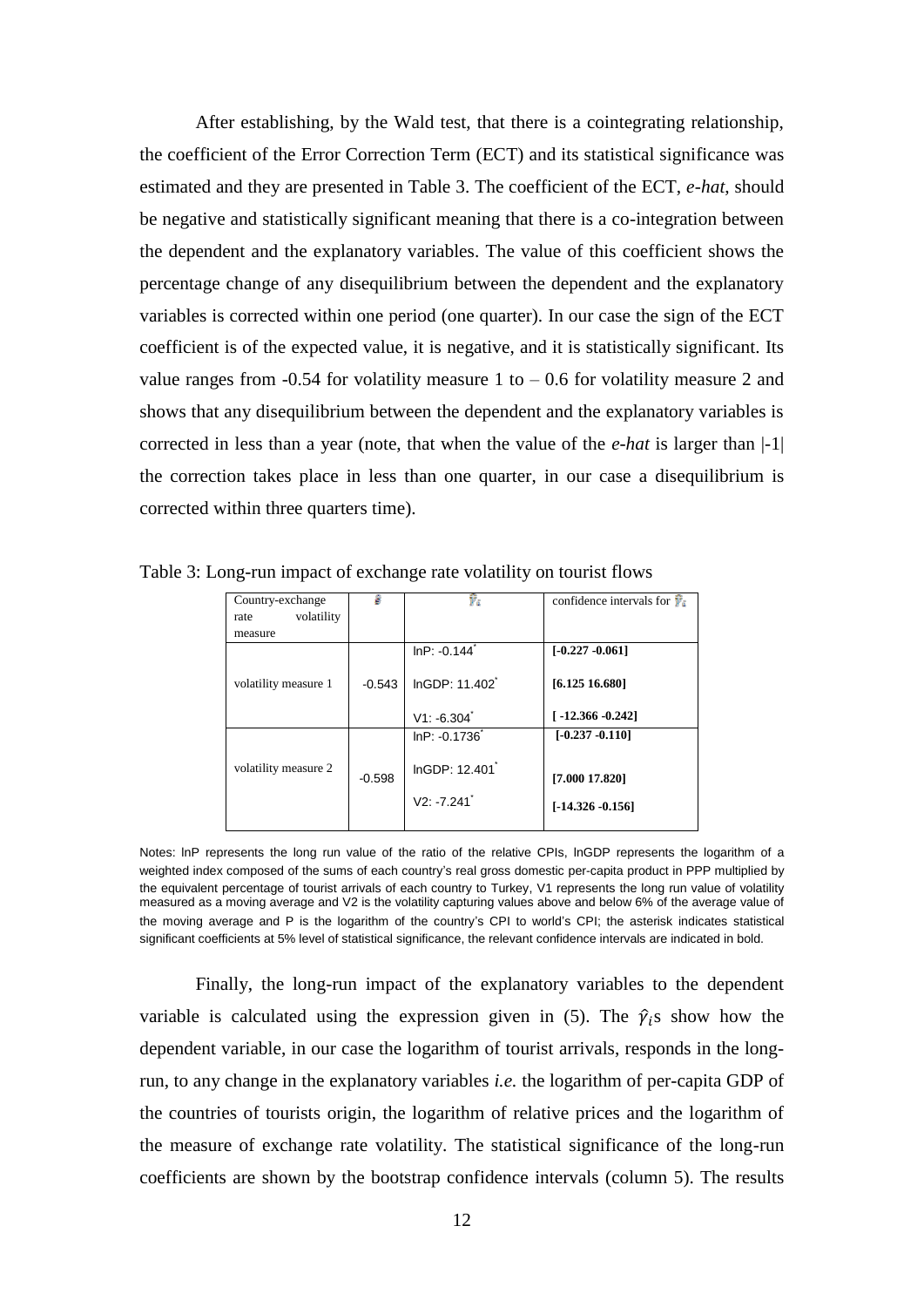After establishing, by the Wald test, that there is a cointegrating relationship, the coefficient of the Error Correction Term (ECT) and its statistical significance was estimated and they are presented in Table 3. The coefficient of the ECT, *e-hat*, should be negative and statistically significant meaning that there is a co-integration between the dependent and the explanatory variables. The value of this coefficient shows the percentage change of any disequilibrium between the dependent and the explanatory variables is corrected within one period (one quarter). In our case the sign of the ECT coefficient is of the expected value, it is negative, and it is statistically significant. Its value ranges from -0.54 for volatility measure 1 to – 0.6 for volatility measure 2 and shows that any disequilibrium between the dependent and the explanatory variables is corrected in less than a year (note, that when the value of the *e-hat* is larger than |-1| the correction takes place in less than one quarter, in our case a disequilibrium is corrected within three quarters time).

Table 3: Long-run impact of exchange rate volatility on tourist flows

| Country-exchange rate volatility measure | $\hat{e}$ | $\hat{\gamma}_i$ | confidence intervals for $\hat{\gamma}_i$ |
|---|---|---|---|
| volatility measure 1 | -0.543 | lnP: -0.144* | **[-0.227 -0.061]** |
| | | lnGDP: 11.402* | **[6.125 16.680]** |
| | | V1: -6.304* | **[ -12.366 -0.242]** |
| volatility measure 2 | -0.598 | lnP: -0.1736* | **[-0.237 -0.110]** |
| | | lnGDP: 12.401* | **[7.000 17.820]** |
| | | V2: -7.241* | **[-14.326 -0.156]** |

Notes: lnP represents the long run value of the ratio of the relative CPIs, lnGDP represents the logarithm of a weighted index composed of the sums of each country's real gross domestic per-capita product in PPP multiplied by the equivalent percentage of tourist arrivals of each country to Turkey, V1 represents the long run value of volatility measured as a moving average and V2 is the volatility capturing values above and below 6% of the average value of the moving average and P is the logarithm of the country's CPI to world's CPI; the asterisk indicates statistical significant coefficients at 5% level of statistical significance, the relevant confidence intervals are indicated in bold.

Finally, the long-run impact of the explanatory variables to the dependent variable is calculated using the expression given in (5). The $\hat{\gamma}_i$s show how the dependent variable, in our case the logarithm of tourist arrivals, responds in the long-run, to any change in the explanatory variables *i.e.* the logarithm of per-capita GDP of the countries of tourists origin, the logarithm of relative prices and the logarithm of the measure of exchange rate volatility. The statistical significance of the long-run coefficients are shown by the bootstrap confidence intervals (column 5). The results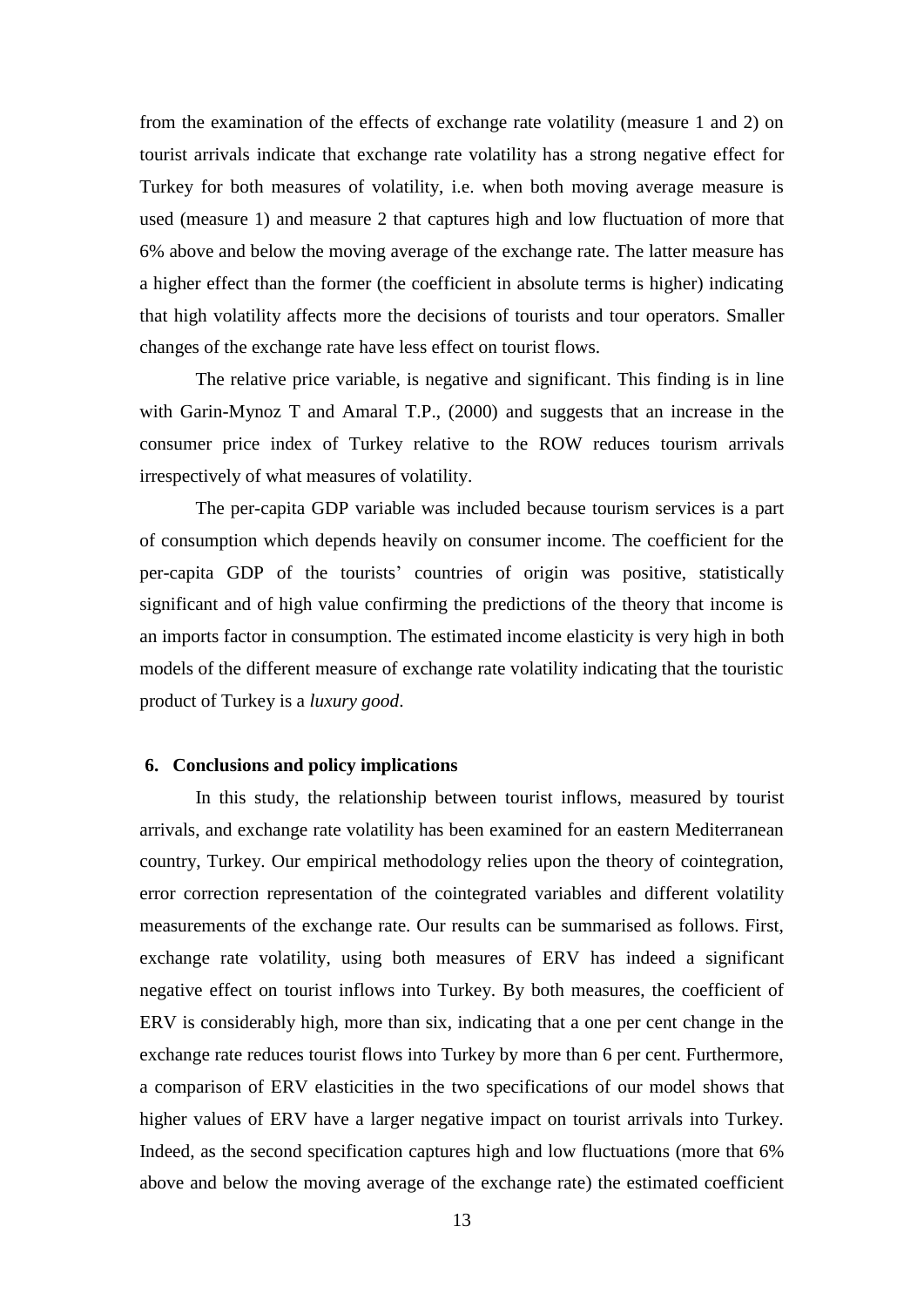from the examination of the effects of exchange rate volatility (measure 1 and 2) on tourist arrivals indicate that exchange rate volatility has a strong negative effect for Turkey for both measures of volatility, i.e. when both moving average measure is used (measure 1) and measure 2 that captures high and low fluctuation of more that 6% above and below the moving average of the exchange rate. The latter measure has a higher effect than the former (the coefficient in absolute terms is higher) indicating that high volatility affects more the decisions of tourists and tour operators. Smaller changes of the exchange rate have less effect on tourist flows.

The relative price variable, is negative and significant. This finding is in line with Garin-Mynoz T and Amaral T.P., (2000) and suggests that an increase in the consumer price index of Turkey relative to the ROW reduces tourism arrivals irrespectively of what measures of volatility.

The per-capita GDP variable was included because tourism services is a part of consumption which depends heavily on consumer income. The coefficient for the per-capita GDP of the tourists' countries of origin was positive, statistically significant and of high value confirming the predictions of the theory that income is an imports factor in consumption. The estimated income elasticity is very high in both models of the different measure of exchange rate volatility indicating that the touristic product of Turkey is a *luxury good*.

## 6. Conclusions and policy implications

In this study, the relationship between tourist inflows, measured by tourist arrivals, and exchange rate volatility has been examined for an eastern Mediterranean country, Turkey. Our empirical methodology relies upon the theory of cointegration, error correction representation of the cointegrated variables and different volatility measurements of the exchange rate. Our results can be summarised as follows. First, exchange rate volatility, using both measures of ERV has indeed a significant negative effect on tourist inflows into Turkey. By both measures, the coefficient of ERV is considerably high, more than six, indicating that a one per cent change in the exchange rate reduces tourist flows into Turkey by more than 6 per cent. Furthermore, a comparison of ERV elasticities in the two specifications of our model shows that higher values of ERV have a larger negative impact on tourist arrivals into Turkey. Indeed, as the second specification captures high and low fluctuations (more that 6% above and below the moving average of the exchange rate) the estimated coefficient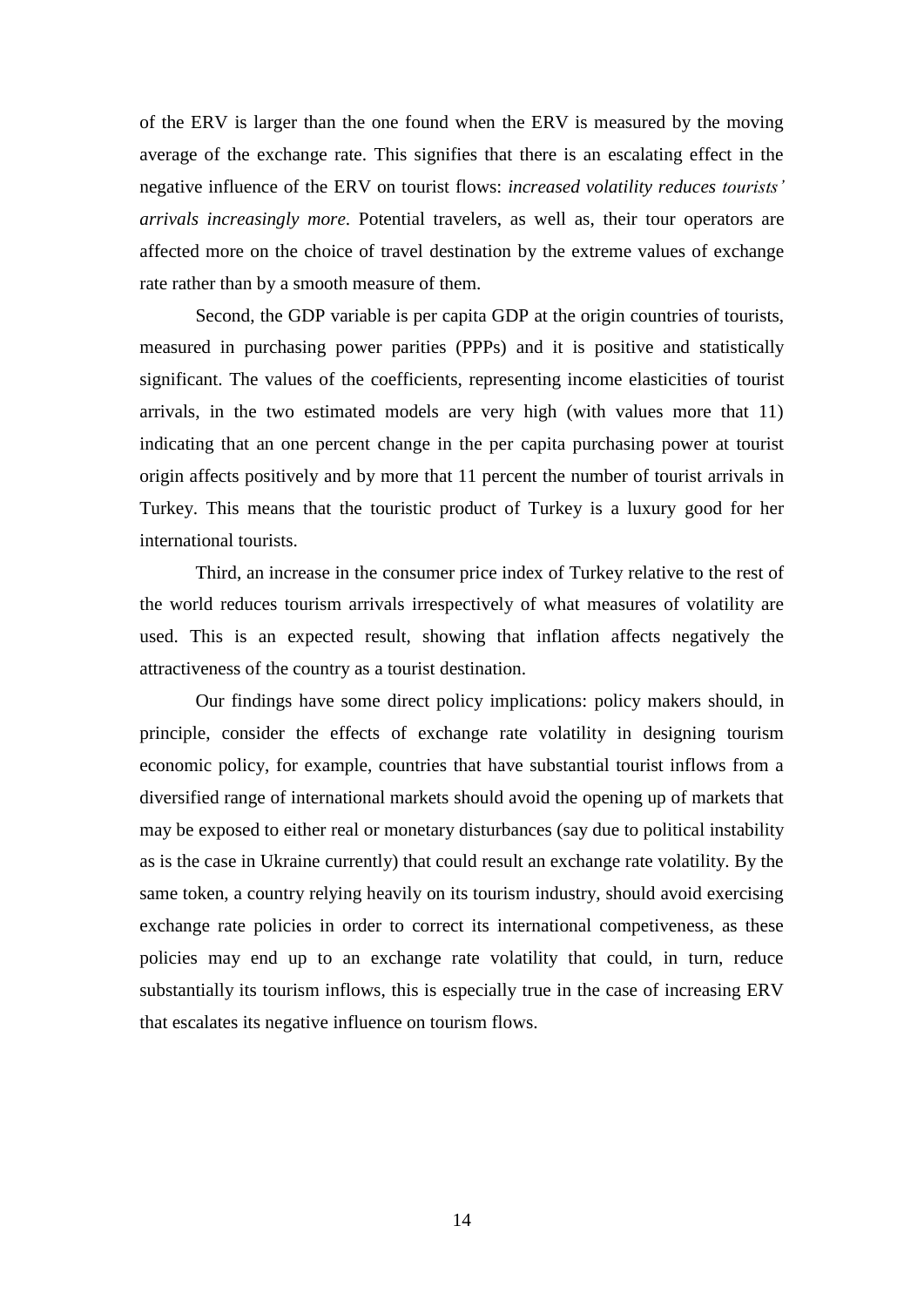of the ERV is larger than the one found when the ERV is measured by the moving average of the exchange rate. This signifies that there is an escalating effect in the negative influence of the ERV on tourist flows: *increased volatility reduces tourists' arrivals increasingly more*. Potential travelers, as well as, their tour operators are affected more on the choice of travel destination by the extreme values of exchange rate rather than by a smooth measure of them.

Second, the GDP variable is per capita GDP at the origin countries of tourists, measured in purchasing power parities (PPPs) and it is positive and statistically significant. The values of the coefficients, representing income elasticities of tourist arrivals, in the two estimated models are very high (with values more that 11) indicating that an one percent change in the per capita purchasing power at tourist origin affects positively and by more that 11 percent the number of tourist arrivals in Turkey. This means that the touristic product of Turkey is a luxury good for her international tourists.

Third, an increase in the consumer price index of Turkey relative to the rest of the world reduces tourism arrivals irrespectively of what measures of volatility are used. This is an expected result, showing that inflation affects negatively the attractiveness of the country as a tourist destination.

Our findings have some direct policy implications: policy makers should, in principle, consider the effects of exchange rate volatility in designing tourism economic policy, for example, countries that have substantial tourist inflows from a diversified range of international markets should avoid the opening up of markets that may be exposed to either real or monetary disturbances (say due to political instability as is the case in Ukraine currently) that could result an exchange rate volatility. By the same token, a country relying heavily on its tourism industry, should avoid exercising exchange rate policies in order to correct its international competiveness, as these policies may end up to an exchange rate volatility that could, in turn, reduce substantially its tourism inflows, this is especially true in the case of increasing ERV that escalates its negative influence on tourism flows.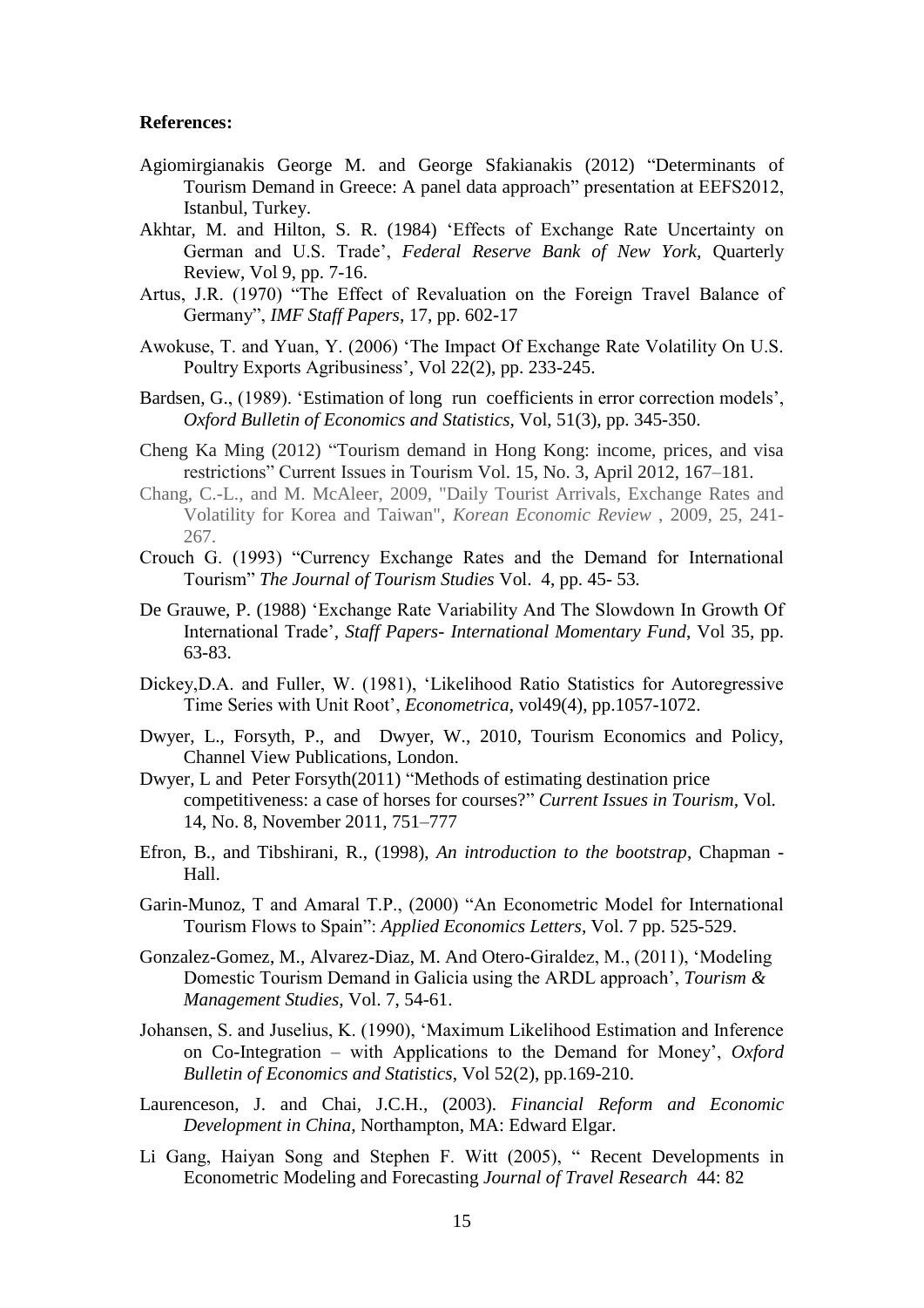**References:**

Agiomirgianakis George M. and George Sfakianakis (2012) "Determinants of Tourism Demand in Greece: A panel data approach" presentation at EEFS2012, Istanbul, Turkey.

Akhtar, M. and Hilton, S. R. (1984) 'Effects of Exchange Rate Uncertainty on German and U.S. Trade', *Federal Reserve Bank of New York*, Quarterly Review, Vol 9, pp. 7-16.

Artus, J.R. (1970) "The Effect of Revaluation on the Foreign Travel Balance of Germany", *IMF Staff Papers*, 17, pp. 602-17

Awokuse, T. and Yuan, Y. (2006) 'The Impact Of Exchange Rate Volatility On U.S. Poultry Exports Agribusiness', Vol 22(2), pp. 233-245.

Bardsen, G., (1989). 'Estimation of long run coefficients in error correction models', *Oxford Bulletin of Economics and Statistics*, Vol, 51(3), pp. 345-350.

Cheng Ka Ming (2012) "Tourism demand in Hong Kong: income, prices, and visa restrictions" Current Issues in Tourism Vol. 15, No. 3, April 2012, 167–181.

Chang, C.-L., and M. McAleer, 2009, "Daily Tourist Arrivals, Exchange Rates and Volatility for Korea and Taiwan", *Korean Economic Review* , 2009, 25, 241-267.

Crouch G. (1993) "Currency Exchange Rates and the Demand for International Tourism" *The Journal of Tourism Studies* Vol. 4, pp. 45- 53*.*

De Grauwe, P. (1988) 'Exchange Rate Variability And The Slowdown In Growth Of International Trade', *Staff Papers- International Momentary Fund*, Vol 35, pp. 63-83.

Dickey,D.A. and Fuller, W. (1981), 'Likelihood Ratio Statistics for Autoregressive Time Series with Unit Root', *Econometrica*, vol49(4), pp.1057-1072.

Dwyer, L., Forsyth, P., and Dwyer, W., 2010, Tourism Economics and Policy, Channel View Publications, London.

Dwyer, L and Peter Forsyth(2011) "Methods of estimating destination price competitiveness: a case of horses for courses?" *Current Issues in Tourism*, Vol. 14, No. 8, November 2011, 751–777

Efron, B., and Tibshirani, R., (1998), *An introduction to the bootstrap*, Chapman - Hall.

Garin-Munoz, T and Amaral T.P., (2000) "An Econometric Model for International Tourism Flows to Spain": *Applied Economics Letters*, Vol. 7 pp. 525-529.

Gonzalez-Gomez, M., Alvarez-Diaz, M. And Otero-Giraldez, M., (2011), 'Modeling Domestic Tourism Demand in Galicia using the ARDL approach', *Tourism & Management Studies*, Vol. 7, 54-61.

Johansen, S. and Juselius, K. (1990), 'Maximum Likelihood Estimation and Inference on Co-Integration – with Applications to the Demand for Money', *Oxford Bulletin of Economics and Statistics*, Vol 52(2), pp.169-210.

Laurenceson, J. and Chai, J.C.H., (2003). *Financial Reform and Economic Development in China*, Northampton, MA: Edward Elgar.

Li Gang, Haiyan Song and Stephen F. Witt (2005), " Recent Developments in Econometric Modeling and Forecasting *Journal of Travel Research* 44: 82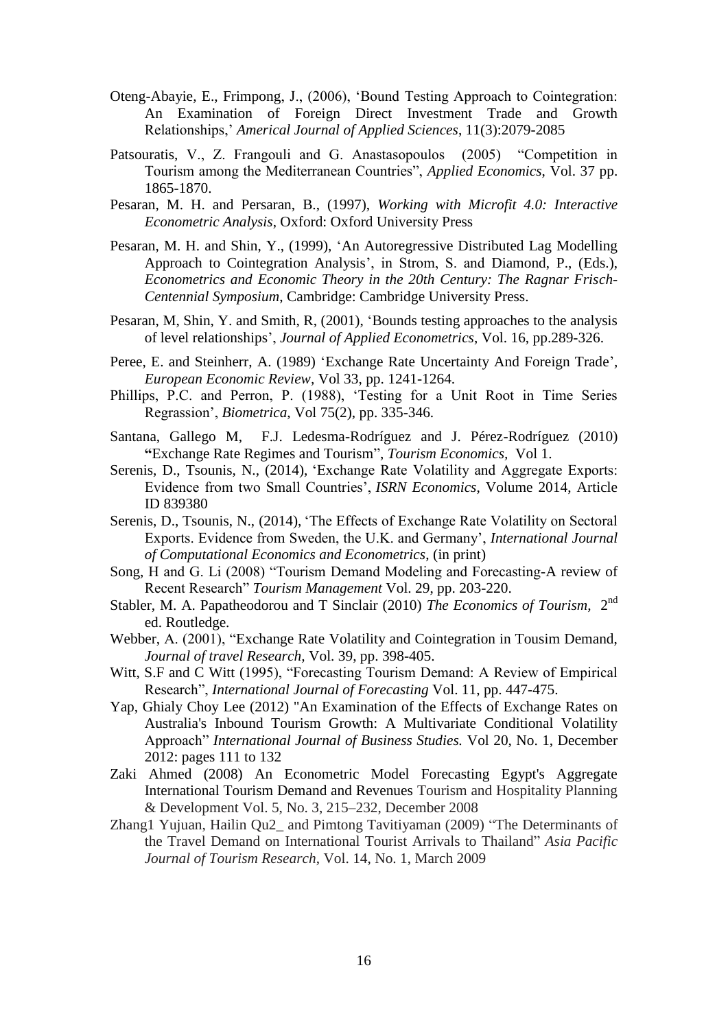Oteng-Abayie, E., Frimpong, J., (2006), 'Bound Testing Approach to Cointegration: An Examination of Foreign Direct Investment Trade and Growth Relationships,' *Americal Journal of Applied Sciences*, 11(3):2079-2085

Patsouratis, V., Z. Frangouli and G. Anastasopoulos (2005) "Competition in Tourism among the Mediterranean Countries", *Applied Economics*, Vol. 37 pp. 1865-1870.

Pesaran, M. H. and Persaran, B., (1997), *Working with Microfit 4.0: Interactive Econometric Analysis*, Oxford: Oxford University Press

Pesaran, M. H. and Shin, Y., (1999), 'An Autoregressive Distributed Lag Modelling Approach to Cointegration Analysis', in Strom, S. and Diamond, P., (Eds.), *Econometrics and Economic Theory in the 20th Century: The Ragnar Frisch-Centennial Symposium*, Cambridge: Cambridge University Press.

Pesaran, M, Shin, Y. and Smith, R, (2001), 'Bounds testing approaches to the analysis of level relationships', *Journal of Applied Econometrics*, Vol. 16, pp.289-326.

Peree, E. and Steinherr, A. (1989) 'Exchange Rate Uncertainty And Foreign Trade', *European Economic Review*, Vol 33, pp. 1241-1264.

Phillips, P.C. and Perron, P. (1988), 'Testing for a Unit Root in Time Series Regrassion', *Biometrica*, Vol 75(2), pp. 335-346.

Santana, Gallego M, F.J. Ledesma-Rodríguez and J. Pérez-Rodríguez (2010) **"**Exchange Rate Regimes and Tourism", *Tourism Economics,* Vol 1.

Serenis, D., Tsounis, N., (2014), 'Exchange Rate Volatility and Aggregate Exports: Evidence from two Small Countries', *ISRN Economics*, Volume 2014, Article ID 839380

Serenis, D., Tsounis, N., (2014), 'The Effects of Exchange Rate Volatility on Sectoral Exports. Evidence from Sweden, the U.K. and Germany', *International Journal of Computational Economics and Econometrics*, (in print)

Song, H and G. Li (2008) "Tourism Demand Modeling and Forecasting-A review of Recent Research" *Tourism Management* Vol. 29, pp. 203-220.

Stabler, M. A. Papatheodorou and T Sinclair (2010) *The Economics of Tourism,* 2nd ed. Routledge.

Webber, A. (2001), "Exchange Rate Volatility and Cointegration in Tousim Demand, *Journal of travel Research,* Vol. 39, pp. 398-405.

Witt, S.F and C Witt (1995), "Forecasting Tourism Demand: A Review of Empirical Research", *International Journal of Forecasting* Vol. 11, pp. 447-475.

Yap, Ghialy Choy Lee (2012) "An Examination of the Effects of Exchange Rates on Australia's Inbound Tourism Growth: A Multivariate Conditional Volatility Approach" *International Journal of Business Studies.* Vol 20, No. 1, December 2012: pages 111 to 132

Zaki Ahmed (2008) An Econometric Model Forecasting Egypt's Aggregate International Tourism Demand and Revenues Tourism and Hospitality Planning & Development Vol. 5, No. 3, 215–232, December 2008

Zhang1 Yujuan, Hailin Qu2_ and Pimtong Tavitiyaman (2009) "The Determinants of the Travel Demand on International Tourist Arrivals to Thailand" *Asia Pacific Journal of Tourism Research*, Vol. 14, No. 1, March 2009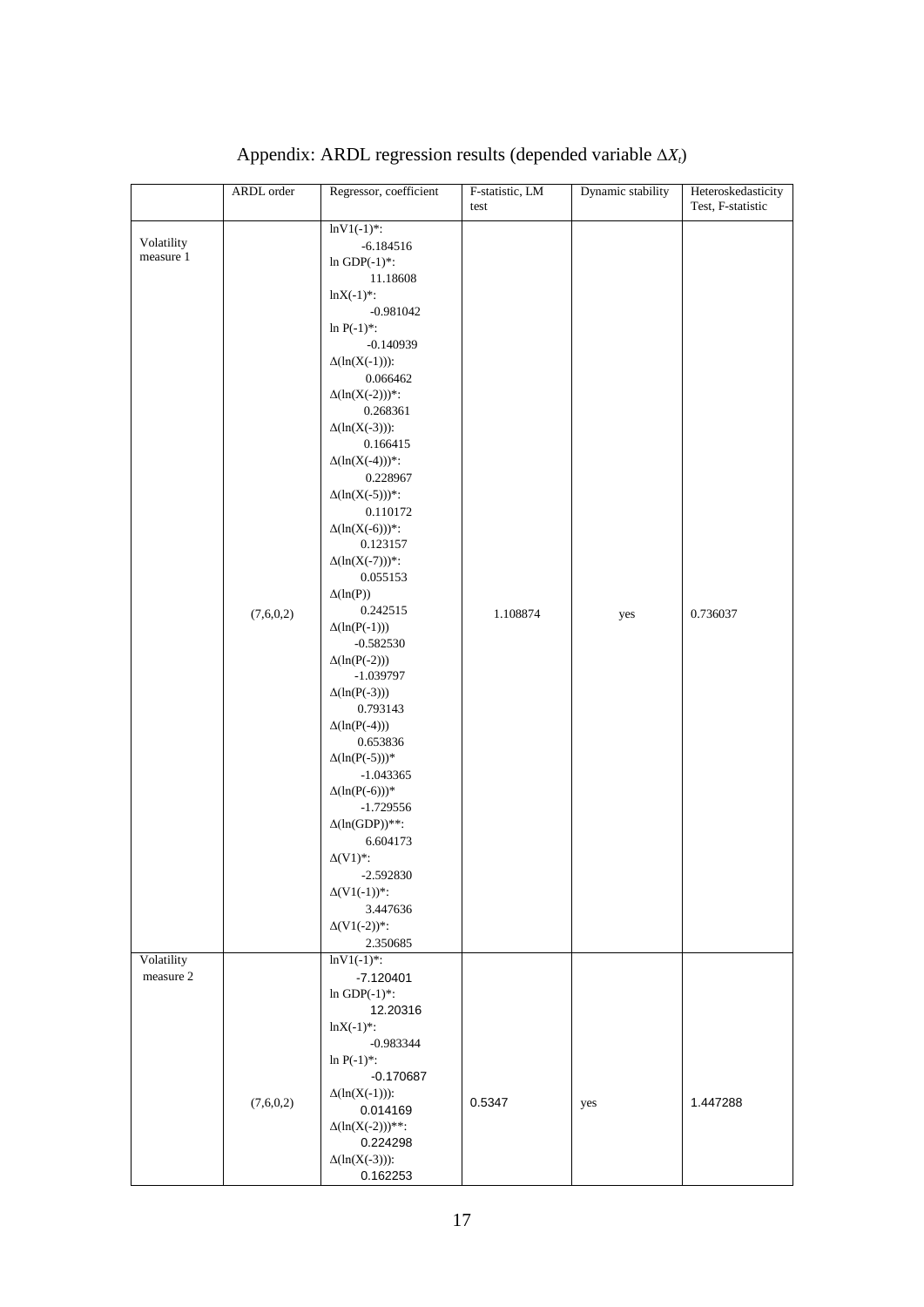# Appendix: ARDL regression results (depended variable $\Delta X_t$)

|  | ARDL order | Regressor, coefficient | F-statistic, LM test | Dynamic stability | Heteroskedasticity Test, F-statistic |
|---|---|---|---|---|---|
| Volatility measure 1 | (7,6,0,2) | lnV1(-1)*: -6.184516<br>ln GDP(-1)*: 11.18608<br>lnX(-1)*: -0.981042<br>ln P(-1)*: -0.140939<br>Δ(ln(X(-1))): 0.066462<br>Δ(ln(X(-2)))*: 0.268361<br>Δ(ln(X(-3))): 0.166415<br>Δ(ln(X(-4)))*: 0.228967<br>Δ(ln(X(-5)))*: 0.110172<br>Δ(ln(X(-6)))*: 0.123157<br>Δ(ln(X(-7)))*: 0.055153<br>Δ(ln(P)) 0.242515<br>Δ(ln(P(-1))) -0.582530<br>Δ(ln(P(-2))) -1.039797<br>Δ(ln(P(-3))) 0.793143<br>Δ(ln(P(-4))) 0.653836<br>Δ(ln(P(-5)))* -1.043365<br>Δ(ln(P(-6)))* -1.729556<br>Δ(ln(GDP))**: 6.604173<br>Δ(V1)*: -2.592830<br>Δ(V1(-1))*: 3.447636<br>Δ(V1(-2))*: 2.350685 | 1.108874 | yes | 0.736037 |
| Volatility measure 2 | (7,6,0,2) | lnV1(-1)*: -7.120401<br>ln GDP(-1)*: 12.20316<br>lnX(-1)*: -0.983344<br>ln P(-1)*: -0.170687<br>Δ(ln(X(-1))): 0.014169<br>Δ(ln(X(-2)))**: 0.224298<br>Δ(ln(X(-3))): 0.162253 | 0.5347 | yes | 1.447288 |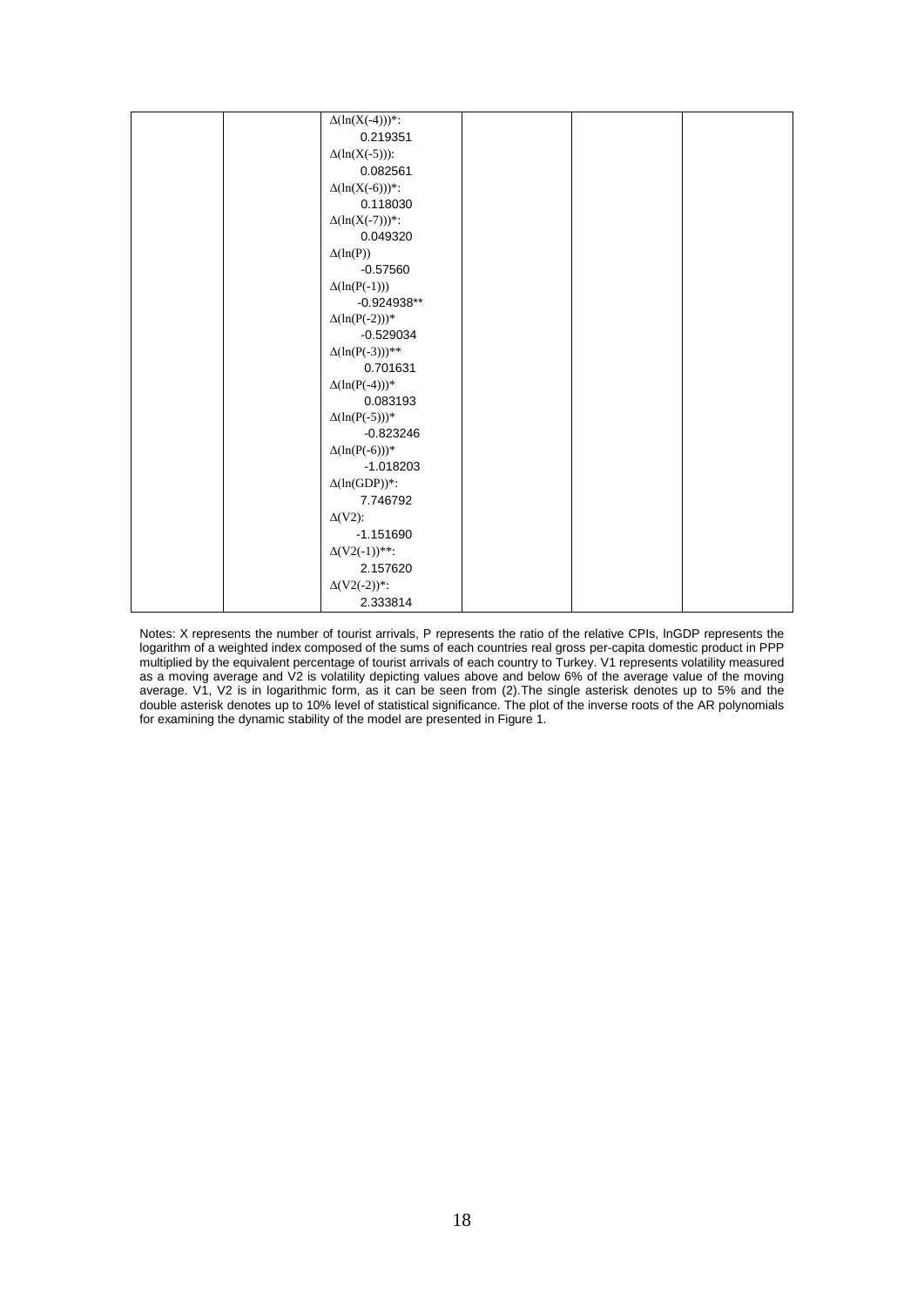| | | | | | |
|---|---|---|---|---|---|
| | | $\Delta(\ln(X(-4)))$*: 0.219351 $\Delta(\ln(X(-5)))$: 0.082561 $\Delta(\ln(X(-6)))$*: 0.118030 $\Delta(\ln(X(-7)))$*: 0.049320 $\Delta(\ln(P))$ -0.57560 $\Delta(\ln(P(-1)))$ -0.924938** $\Delta(\ln(P(-2)))$* -0.529034 $\Delta(\ln(P(-3)))$** 0.701631 $\Delta(\ln(P(-4)))$* 0.083193 $\Delta(\ln(P(-5)))$* -0.823246 $\Delta(\ln(P(-6)))$* -1.018203 $\Delta(\ln(GDP))$*: 7.746792 $\Delta(V2)$: -1.151690 $\Delta(V2(-1))$**: 2.157620 $\Delta(V2(-2))$*: 2.333814 | | | |

Notes: X represents the number of tourist arrivals, P represents the ratio of the relative CPIs, lnGDP represents the logarithm of a weighted index composed of the sums of each countries real gross per-capita domestic product in PPP multiplied by the equivalent percentage of tourist arrivals of each country to Turkey. V1 represents volatility measured as a moving average and V2 is volatility depicting values above and below 6% of the average value of the moving average. V1, V2 is in logarithmic form, as it can be seen from (2).The single asterisk denotes up to 5% and the double asterisk denotes up to 10% level of statistical significance. The plot of the inverse roots of the AR polynomials for examining the dynamic stability of the model are presented in Figure 1.